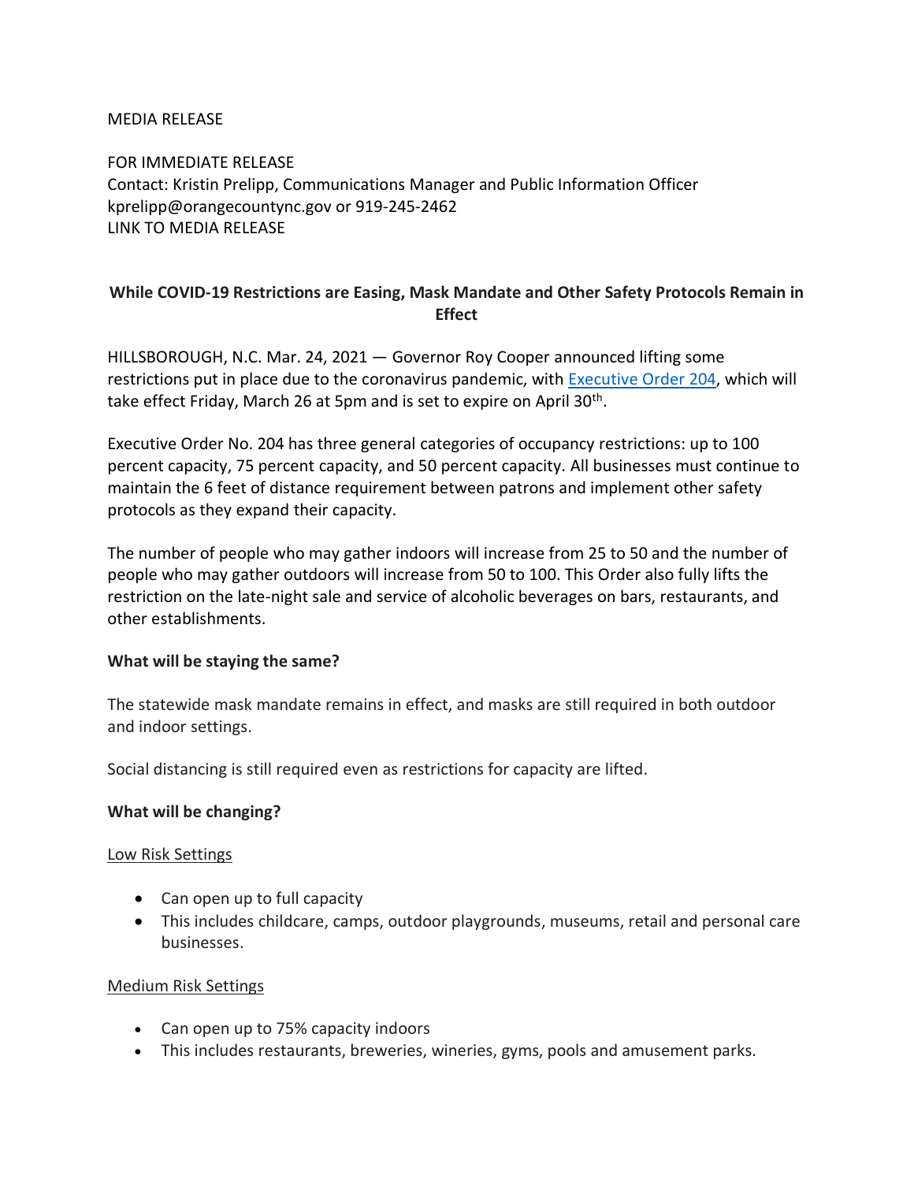MEDIA RELEASE

FOR IMMEDIATE RELEASE
Contact: Kristin Prelipp, Communications Manager and Public Information Officer
kprelipp@orangecountync.gov or 919-245-2462
LINK TO MEDIA RELEASE

## While COVID-19 Restrictions are Easing, Mask Mandate and Other Safety Protocols Remain in Effect

HILLSBOROUGH, N.C. Mar. 24, 2021 — Governor Roy Cooper announced lifting some restrictions put in place due to the coronavirus pandemic, with Executive Order 204, which will take effect Friday, March 26 at 5pm and is set to expire on April 30th.

Executive Order No. 204 has three general categories of occupancy restrictions: up to 100 percent capacity, 75 percent capacity, and 50 percent capacity. All businesses must continue to maintain the 6 feet of distance requirement between patrons and implement other safety protocols as they expand their capacity.

The number of people who may gather indoors will increase from 25 to 50 and the number of people who may gather outdoors will increase from 50 to 100. This Order also fully lifts the restriction on the late-night sale and service of alcoholic beverages on bars, restaurants, and other establishments.

### What will be staying the same?

The statewide mask mandate remains in effect, and masks are still required in both outdoor and indoor settings.

Social distancing is still required even as restrictions for capacity are lifted.

### What will be changing?

Low Risk Settings

- Can open up to full capacity
- This includes childcare, camps, outdoor playgrounds, museums, retail and personal care businesses.

Medium Risk Settings

- Can open up to 75% capacity indoors
- This includes restaurants, breweries, wineries, gyms, pools and amusement parks.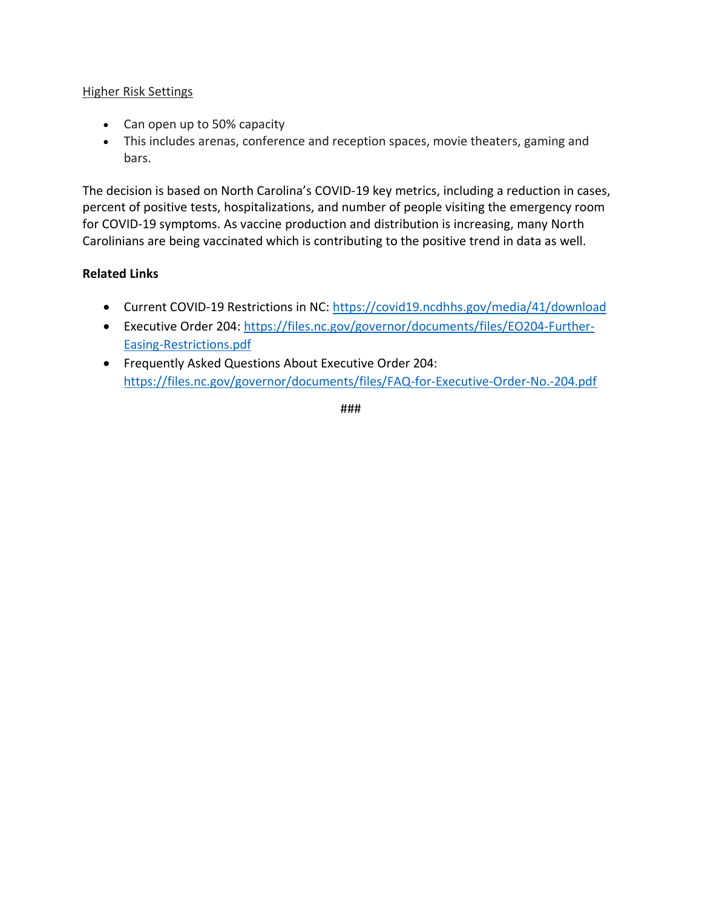<u>Higher Risk Settings</u>

- Can open up to 50% capacity
- This includes arenas, conference and reception spaces, movie theaters, gaming and bars.

The decision is based on North Carolina's COVID-19 key metrics, including a reduction in cases, percent of positive tests, hospitalizations, and number of people visiting the emergency room for COVID-19 symptoms. As vaccine production and distribution is increasing, many North Carolinians are being vaccinated which is contributing to the positive trend in data as well.

**Related Links**

- Current COVID-19 Restrictions in NC: https://covid19.ncdhhs.gov/media/41/download
- Executive Order 204: https://files.nc.gov/governor/documents/files/EO204-Further-Easing-Restrictions.pdf
- Frequently Asked Questions About Executive Order 204: https://files.nc.gov/governor/documents/files/FAQ-for-Executive-Order-No.-204.pdf

###